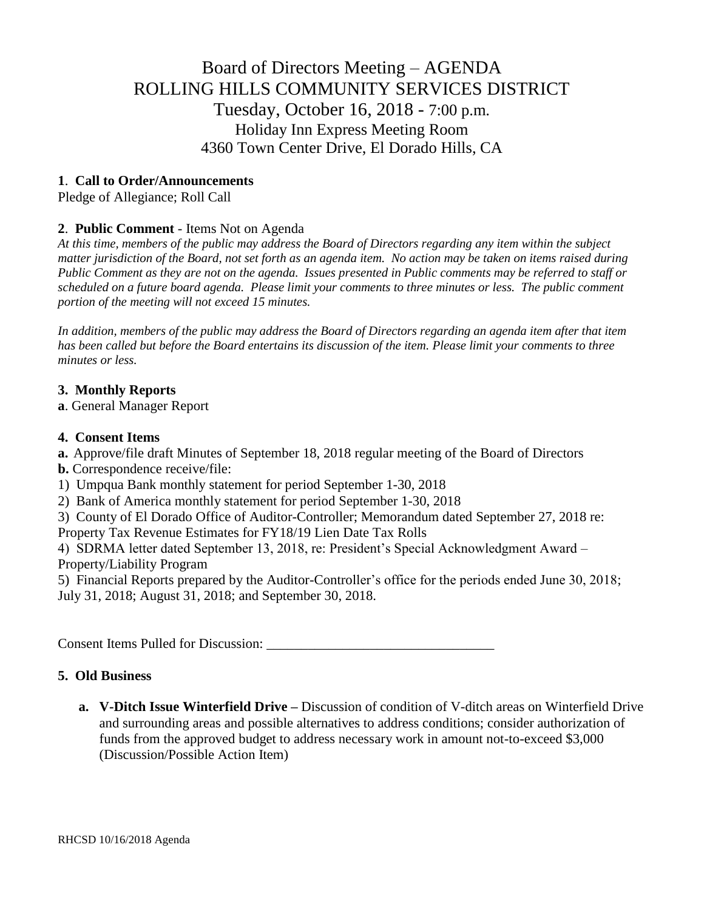# Board of Directors Meeting – AGENDA
# ROLLING HILLS COMMUNITY SERVICES DISTRICT
## Tuesday, October 16, 2018 - 7:00 p.m.
### Holiday Inn Express Meeting Room
### 4360 Town Center Drive, El Dorado Hills, CA

**1. Call to Order/Announcements**

Pledge of Allegiance; Roll Call

**2. Public Comment** - Items Not on Agenda

*At this time, members of the public may address the Board of Directors regarding any item within the subject matter jurisdiction of the Board, not set forth as an agenda item. No action may be taken on items raised during Public Comment as they are not on the agenda. Issues presented in Public comments may be referred to staff or scheduled on a future board agenda. Please limit your comments to three minutes or less. The public comment portion of the meeting will not exceed 15 minutes.*

*In addition, members of the public may address the Board of Directors regarding an agenda item after that item has been called but before the Board entertains its discussion of the item. Please limit your comments to three minutes or less.*

**3. Monthly Reports**

**a**. General Manager Report

**4. Consent Items**

**a.** Approve/file draft Minutes of September 18, 2018 regular meeting of the Board of Directors

**b.** Correspondence receive/file:

1) Umpqua Bank monthly statement for period September 1-30, 2018

2) Bank of America monthly statement for period September 1-30, 2018

3) County of El Dorado Office of Auditor-Controller; Memorandum dated September 27, 2018 re: Property Tax Revenue Estimates for FY18/19 Lien Date Tax Rolls

4) SDRMA letter dated September 13, 2018, re: President's Special Acknowledgment Award – Property/Liability Program

5) Financial Reports prepared by the Auditor-Controller's office for the periods ended June 30, 2018; July 31, 2018; August 31, 2018; and September 30, 2018.

Consent Items Pulled for Discussion: ________________________________

**5. Old Business**

- **a. V-Ditch Issue Winterfield Drive –** Discussion of condition of V-ditch areas on Winterfield Drive and surrounding areas and possible alternatives to address conditions; consider authorization of funds from the approved budget to address necessary work in amount not-to-exceed $3,000 (Discussion/Possible Action Item)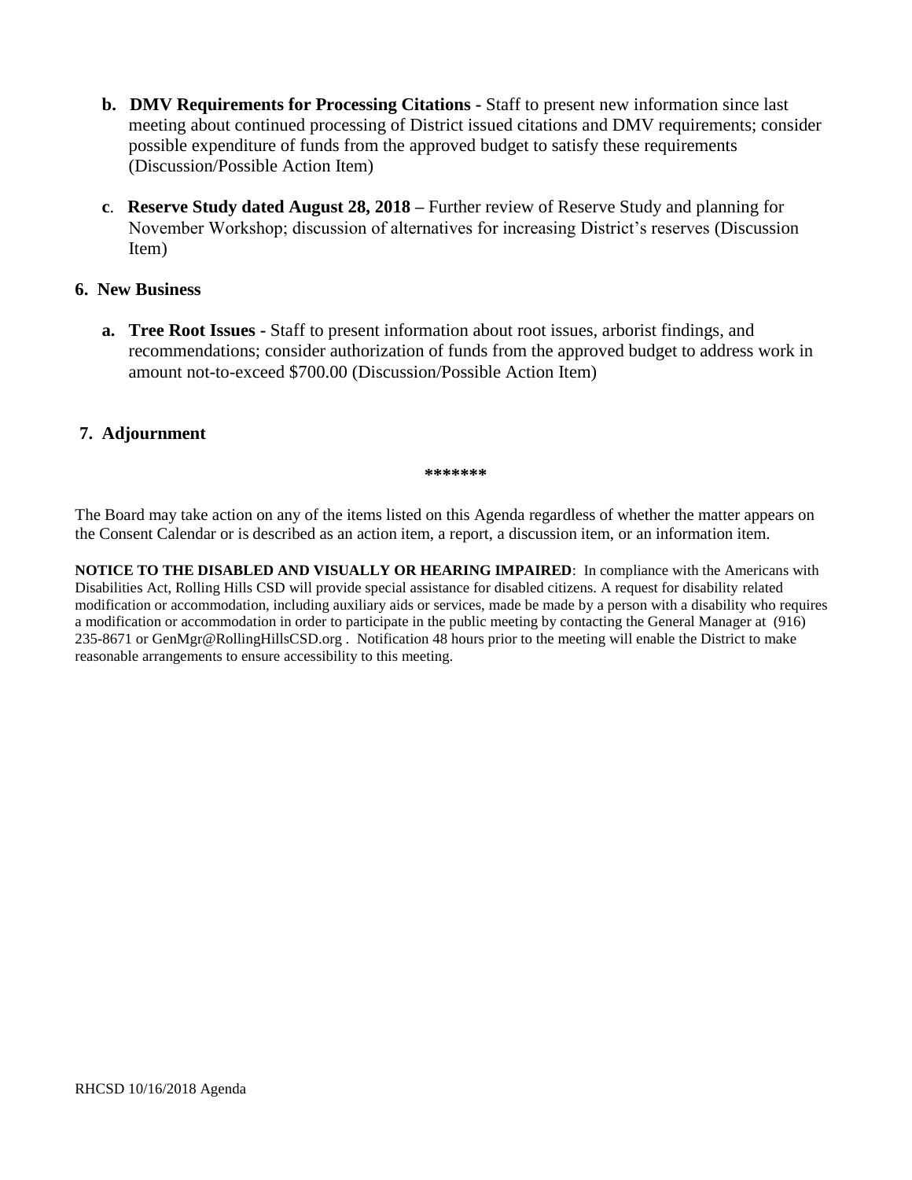**b. DMV Requirements for Processing Citations -** Staff to present new information since last meeting about continued processing of District issued citations and DMV requirements; consider possible expenditure of funds from the approved budget to satisfy these requirements (Discussion/Possible Action Item)

**c. Reserve Study dated August 28, 2018 –** Further review of Reserve Study and planning for November Workshop; discussion of alternatives for increasing District's reserves (Discussion Item)

**6. New Business**

**a. Tree Root Issues -** Staff to present information about root issues, arborist findings, and recommendations; consider authorization of funds from the approved budget to address work in amount not-to-exceed $700.00 (Discussion/Possible Action Item)

**7. Adjournment**

**\*\*\*\*\*\*\***

The Board may take action on any of the items listed on this Agenda regardless of whether the matter appears on the Consent Calendar or is described as an action item, a report, a discussion item, or an information item.

**NOTICE TO THE DISABLED AND VISUALLY OR HEARING IMPAIRED**: In compliance with the Americans with Disabilities Act, Rolling Hills CSD will provide special assistance for disabled citizens. A request for disability related modification or accommodation, including auxiliary aids or services, made be made by a person with a disability who requires a modification or accommodation in order to participate in the public meeting by contacting the General Manager at (916) 235-8671 or GenMgr@RollingHillsCSD.org . Notification 48 hours prior to the meeting will enable the District to make reasonable arrangements to ensure accessibility to this meeting.